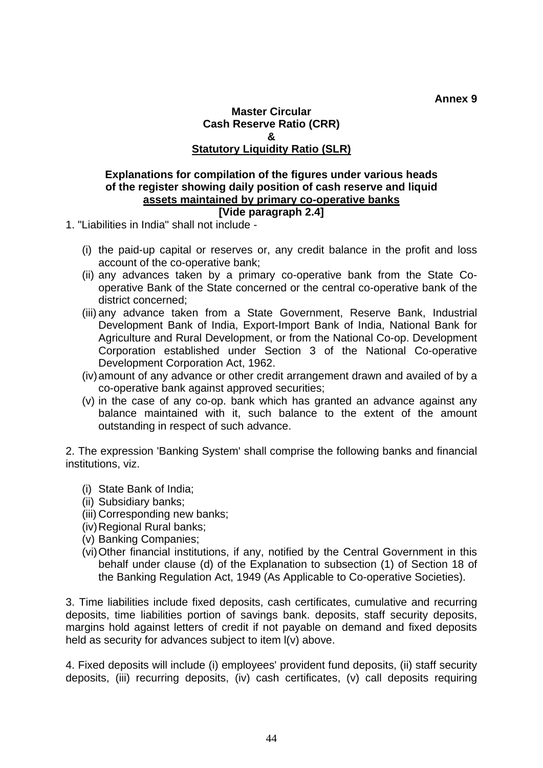**Annex 9**

**Master Circular**
**Cash Reserve Ratio (CRR)**
**&**
**Statutory Liquidity Ratio (SLR)**

**Explanations for compilation of the figures under various heads of the register showing daily position of cash reserve and liquid assets maintained by primary co-operative banks**
**[Vide paragraph 2.4]**

1. "Liabilities in India" shall not include -

   (i) the paid-up capital or reserves or, any credit balance in the profit and loss account of the co-operative bank;
   (ii) any advances taken by a primary co-operative bank from the State Co-operative Bank of the State concerned or the central co-operative bank of the district concerned;
   (iii) any advance taken from a State Government, Reserve Bank, Industrial Development Bank of India, Export-Import Bank of India, National Bank for Agriculture and Rural Development, or from the National Co-op. Development Corporation established under Section 3 of the National Co-operative Development Corporation Act, 1962.
   (iv) amount of any advance or other credit arrangement drawn and availed of by a co-operative bank against approved securities;
   (v) in the case of any co-op. bank which has granted an advance against any balance maintained with it, such balance to the extent of the amount outstanding in respect of such advance.

2. The expression 'Banking System' shall comprise the following banks and financial institutions, viz.

   (i) State Bank of India;
   (ii) Subsidiary banks;
   (iii) Corresponding new banks;
   (iv) Regional Rural banks;
   (v) Banking Companies;
   (vi) Other financial institutions, if any, notified by the Central Government in this behalf under clause (d) of the Explanation to subsection (1) of Section 18 of the Banking Regulation Act, 1949 (As Applicable to Co-operative Societies).

3. Time liabilities include fixed deposits, cash certificates, cumulative and recurring deposits, time liabilities portion of savings bank. deposits, staff security deposits, margins hold against letters of credit if not payable on demand and fixed deposits held as security for advances subject to item l(v) above.

4. Fixed deposits will include (i) employees' provident fund deposits, (ii) staff security deposits, (iii) recurring deposits, (iv) cash certificates, (v) call deposits requiring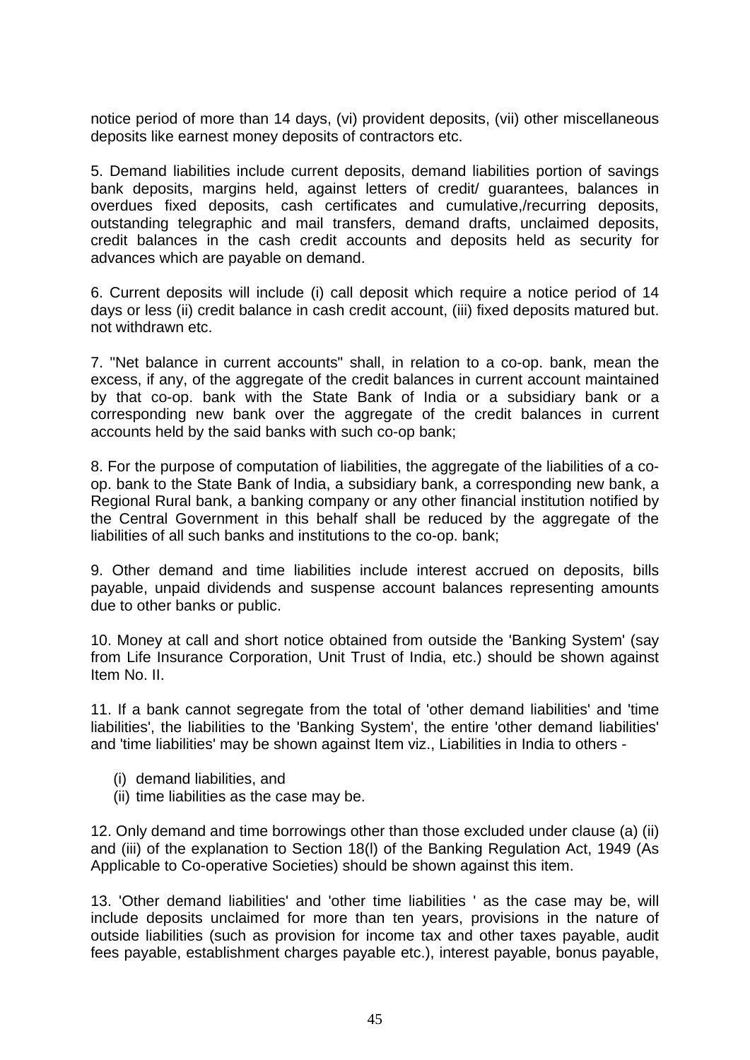notice period of more than 14 days, (vi) provident deposits, (vii) other miscellaneous deposits like earnest money deposits of contractors etc.

5. Demand liabilities include current deposits, demand liabilities portion of savings bank deposits, margins held, against letters of credit/ guarantees, balances in overdues fixed deposits, cash certificates and cumulative,/recurring deposits, outstanding telegraphic and mail transfers, demand drafts, unclaimed deposits, credit balances in the cash credit accounts and deposits held as security for advances which are payable on demand.

6. Current deposits will include (i) call deposit which require a notice period of 14 days or less (ii) credit balance in cash credit account, (iii) fixed deposits matured but. not withdrawn etc.

7. "Net balance in current accounts" shall, in relation to a co-op. bank, mean the excess, if any, of the aggregate of the credit balances in current account maintained by that co-op. bank with the State Bank of India or a subsidiary bank or a corresponding new bank over the aggregate of the credit balances in current accounts held by the said banks with such co-op bank;

8. For the purpose of computation of liabilities, the aggregate of the liabilities of a co-op. bank to the State Bank of India, a subsidiary bank, a corresponding new bank, a Regional Rural bank, a banking company or any other financial institution notified by the Central Government in this behalf shall be reduced by the aggregate of the liabilities of all such banks and institutions to the co-op. bank;

9. Other demand and time liabilities include interest accrued on deposits, bills payable, unpaid dividends and suspense account balances representing amounts due to other banks or public.

10. Money at call and short notice obtained from outside the 'Banking System' (say from Life Insurance Corporation, Unit Trust of India, etc.) should be shown against Item No. II.

11. If a bank cannot segregate from the total of 'other demand liabilities' and 'time liabilities', the liabilities to the 'Banking System', the entire 'other demand liabilities' and 'time liabilities' may be shown against Item viz., Liabilities in India to others -

(i) demand liabilities, and
(ii) time liabilities as the case may be.

12. Only demand and time borrowings other than those excluded under clause (a) (ii) and (iii) of the explanation to Section 18(l) of the Banking Regulation Act, 1949 (As Applicable to Co-operative Societies) should be shown against this item.

13. 'Other demand liabilities' and 'other time liabilities ' as the case may be, will include deposits unclaimed for more than ten years, provisions in the nature of outside liabilities (such as provision for income tax and other taxes payable, audit fees payable, establishment charges payable etc.), interest payable, bonus payable,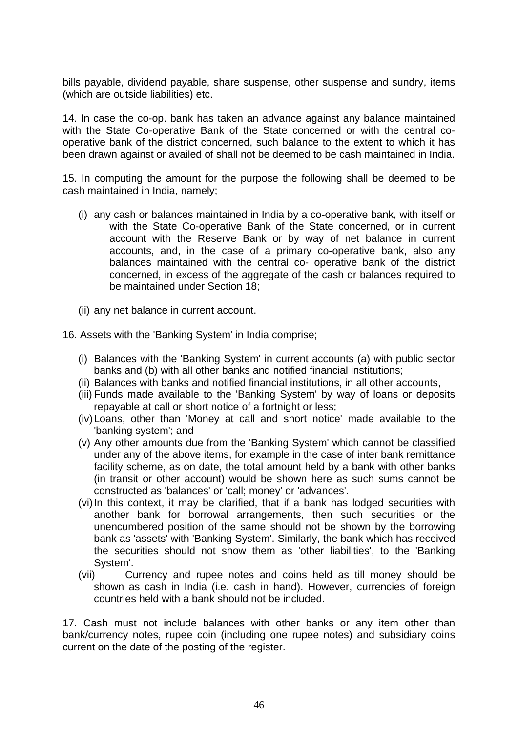bills payable, dividend payable, share suspense, other suspense and sundry, items (which are outside liabilities) etc.

14. In case the co-op. bank has taken an advance against any balance maintained with the State Co-operative Bank of the State concerned or with the central co-operative bank of the district concerned, such balance to the extent to which it has been drawn against or availed of shall not be deemed to be cash maintained in India.

15. In computing the amount for the purpose the following shall be deemed to be cash maintained in India, namely;

(i) any cash or balances maintained in India by a co-operative bank, with itself or with the State Co-operative Bank of the State concerned, or in current account with the Reserve Bank or by way of net balance in current accounts, and, in the case of a primary co-operative bank, also any balances maintained with the central co- operative bank of the district concerned, in excess of the aggregate of the cash or balances required to be maintained under Section 18;

(ii) any net balance in current account.

16. Assets with the 'Banking System' in India comprise;

(i) Balances with the 'Banking System' in current accounts (a) with public sector banks and (b) with all other banks and notified financial institutions;
(ii) Balances with banks and notified financial institutions, in all other accounts,
(iii) Funds made available to the 'Banking System' by way of loans or deposits repayable at call or short notice of a fortnight or less;
(iv) Loans, other than 'Money at call and short notice' made available to the 'banking system'; and
(v) Any other amounts due from the 'Banking System' which cannot be classified under any of the above items, for example in the case of inter bank remittance facility scheme, as on date, the total amount held by a bank with other banks (in transit or other account) would be shown here as such sums cannot be constructed as 'balances' or 'call; money' or 'advances'.
(vi) In this context, it may be clarified, that if a bank has lodged securities with another bank for borrowal arrangements, then such securities or the unencumbered position of the same should not be shown by the borrowing bank as 'assets' with 'Banking System'. Similarly, the bank which has received the securities should not show them as 'other liabilities', to the 'Banking System'.
(vii) Currency and rupee notes and coins held as till money should be shown as cash in India (i.e. cash in hand). However, currencies of foreign countries held with a bank should not be included.

17. Cash must not include balances with other banks or any item other than bank/currency notes, rupee coin (including one rupee notes) and subsidiary coins current on the date of the posting of the register.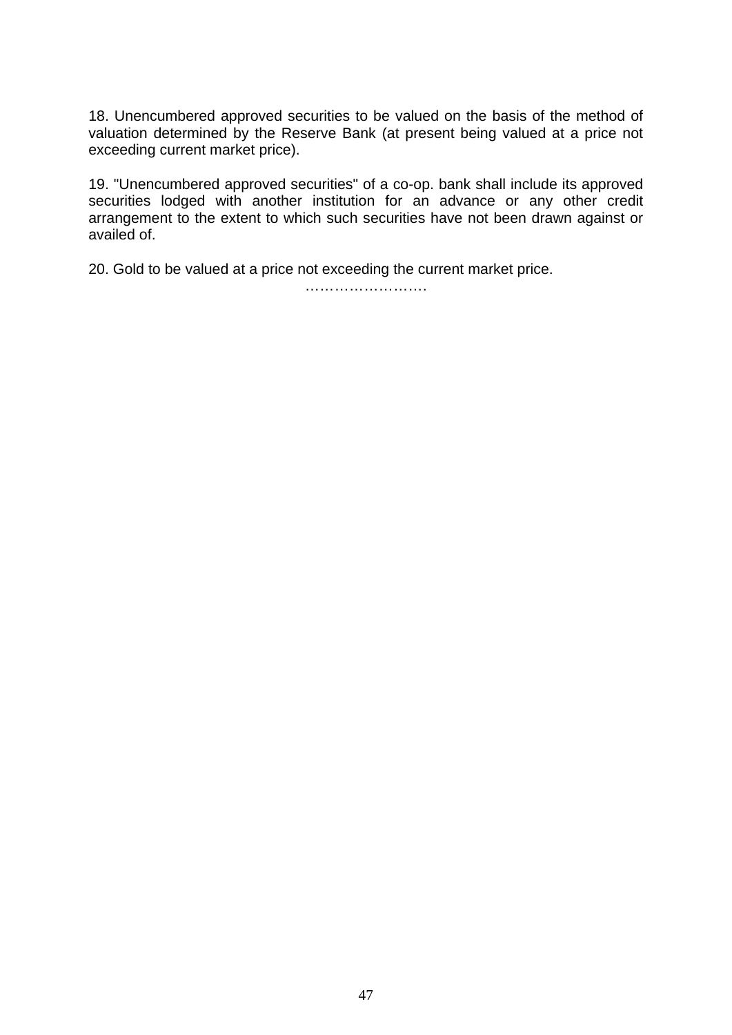18. Unencumbered approved securities to be valued on the basis of the method of valuation determined by the Reserve Bank (at present being valued at a price not exceeding current market price).

19. "Unencumbered approved securities" of a co-op. bank shall include its approved securities lodged with another institution for an advance or any other credit arrangement to the extent to which such securities have not been drawn against or availed of.

20. Gold to be valued at a price not exceeding the current market price.

…………………….